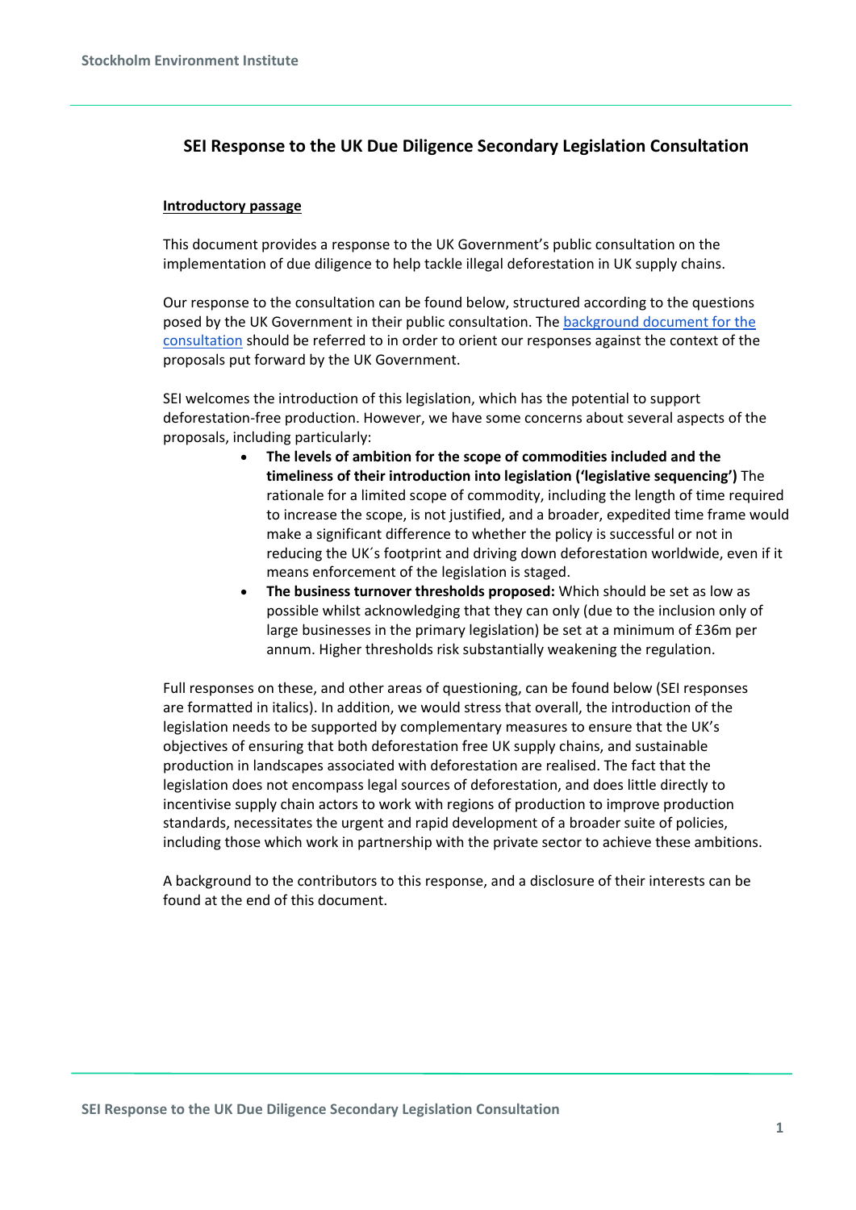# SEI Response to the UK Due Diligence Secondary Legislation Consultation

**Introductory passage**

This document provides a response to the UK Government's public consultation on the implementation of due diligence to help tackle illegal deforestation in UK supply chains.

Our response to the consultation can be found below, structured according to the questions posed by the UK Government in their public consultation. The background document for the consultation should be referred to in order to orient our responses against the context of the proposals put forward by the UK Government.

SEI welcomes the introduction of this legislation, which has the potential to support deforestation-free production. However, we have some concerns about several aspects of the proposals, including particularly:

- **The levels of ambition for the scope of commodities included and the timeliness of their introduction into legislation ('legislative sequencing')** The rationale for a limited scope of commodity, including the length of time required to increase the scope, is not justified, and a broader, expedited time frame would make a significant difference to whether the policy is successful or not in reducing the UK´s footprint and driving down deforestation worldwide, even if it means enforcement of the legislation is staged.
- **The business turnover thresholds proposed:** Which should be set as low as possible whilst acknowledging that they can only (due to the inclusion only of large businesses in the primary legislation) be set at a minimum of £36m per annum. Higher thresholds risk substantially weakening the regulation.

Full responses on these, and other areas of questioning, can be found below (SEI responses are formatted in italics). In addition, we would stress that overall, the introduction of the legislation needs to be supported by complementary measures to ensure that the UK's objectives of ensuring that both deforestation free UK supply chains, and sustainable production in landscapes associated with deforestation are realised. The fact that the legislation does not encompass legal sources of deforestation, and does little directly to incentivise supply chain actors to work with regions of production to improve production standards, necessitates the urgent and rapid development of a broader suite of policies, including those which work in partnership with the private sector to achieve these ambitions.

A background to the contributors to this response, and a disclosure of their interests can be found at the end of this document.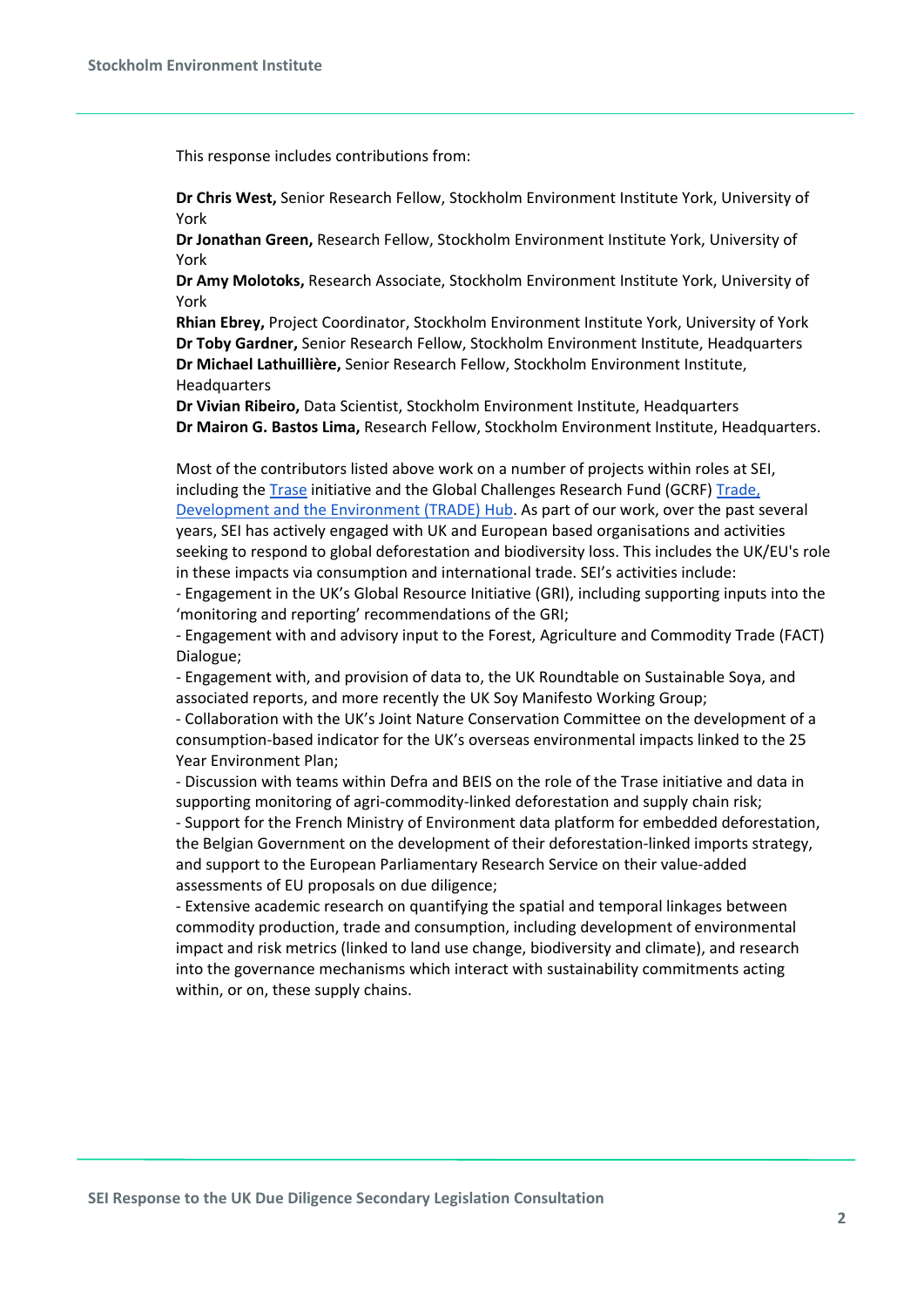This response includes contributions from:

**Dr Chris West,** Senior Research Fellow, Stockholm Environment Institute York, University of York
**Dr Jonathan Green,** Research Fellow, Stockholm Environment Institute York, University of York
**Dr Amy Molotoks,** Research Associate, Stockholm Environment Institute York, University of York
**Rhian Ebrey,** Project Coordinator, Stockholm Environment Institute York, University of York
**Dr Toby Gardner,** Senior Research Fellow, Stockholm Environment Institute, Headquarters
**Dr Michael Lathuillière,** Senior Research Fellow, Stockholm Environment Institute, Headquarters
**Dr Vivian Ribeiro,** Data Scientist, Stockholm Environment Institute, Headquarters
**Dr Mairon G. Bastos Lima,** Research Fellow, Stockholm Environment Institute, Headquarters.

Most of the contributors listed above work on a number of projects within roles at SEI, including the Trase initiative and the Global Challenges Research Fund (GCRF) Trade, Development and the Environment (TRADE) Hub. As part of our work, over the past several years, SEI has actively engaged with UK and European based organisations and activities seeking to respond to global deforestation and biodiversity loss. This includes the UK/EU's role in these impacts via consumption and international trade. SEI's activities include:

- Engagement in the UK's Global Resource Initiative (GRI), including supporting inputs into the 'monitoring and reporting' recommendations of the GRI;
- Engagement with and advisory input to the Forest, Agriculture and Commodity Trade (FACT) Dialogue;
- Engagement with, and provision of data to, the UK Roundtable on Sustainable Soya, and associated reports, and more recently the UK Soy Manifesto Working Group;
- Collaboration with the UK's Joint Nature Conservation Committee on the development of a consumption-based indicator for the UK's overseas environmental impacts linked to the 25 Year Environment Plan;
- Discussion with teams within Defra and BEIS on the role of the Trase initiative and data in supporting monitoring of agri-commodity-linked deforestation and supply chain risk;
- Support for the French Ministry of Environment data platform for embedded deforestation, the Belgian Government on the development of their deforestation-linked imports strategy, and support to the European Parliamentary Research Service on their value-added assessments of EU proposals on due diligence;
- Extensive academic research on quantifying the spatial and temporal linkages between commodity production, trade and consumption, including development of environmental impact and risk metrics (linked to land use change, biodiversity and climate), and research into the governance mechanisms which interact with sustainability commitments acting within, or on, these supply chains.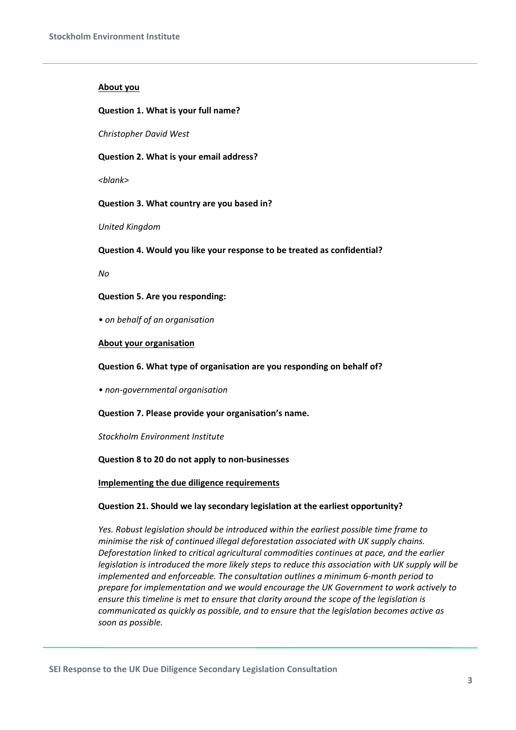**About you**

**Question 1. What is your full name?**

*Christopher David West*

**Question 2. What is your email address?**

*<blank>*

**Question 3. What country are you based in?**

*United Kingdom*

**Question 4. Would you like your response to be treated as confidential?**

*No*

**Question 5. Are you responding:**

*• on behalf of an organisation*

**About your organisation**

**Question 6. What type of organisation are you responding on behalf of?**

*• non-governmental organisation*

**Question 7. Please provide your organisation's name.**

*Stockholm Environment Institute*

**Question 8 to 20 do not apply to non-businesses**

**Implementing the due diligence requirements**

**Question 21. Should we lay secondary legislation at the earliest opportunity?**

*Yes. Robust legislation should be introduced within the earliest possible time frame to minimise the risk of continued illegal deforestation associated with UK supply chains. Deforestation linked to critical agricultural commodities continues at pace, and the earlier legislation is introduced the more likely steps to reduce this association with UK supply will be implemented and enforceable. The consultation outlines a minimum 6-month period to prepare for implementation and we would encourage the UK Government to work actively to ensure this timeline is met to ensure that clarity around the scope of the legislation is communicated as quickly as possible, and to ensure that the legislation becomes active as soon as possible.*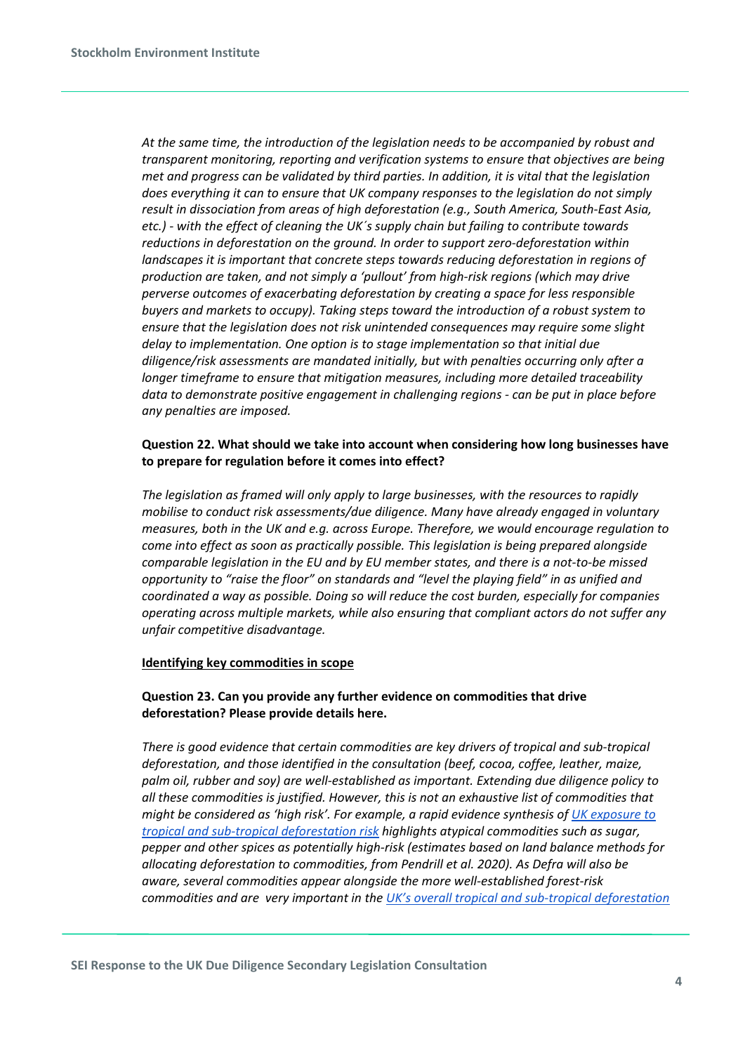*At the same time, the introduction of the legislation needs to be accompanied by robust and transparent monitoring, reporting and verification systems to ensure that objectives are being met and progress can be validated by third parties. In addition, it is vital that the legislation does everything it can to ensure that UK company responses to the legislation do not simply result in dissociation from areas of high deforestation (e.g., South America, South-East Asia, etc.) - with the effect of cleaning the UK´s supply chain but failing to contribute towards reductions in deforestation on the ground. In order to support zero-deforestation within landscapes it is important that concrete steps towards reducing deforestation in regions of production are taken, and not simply a 'pullout' from high-risk regions (which may drive perverse outcomes of exacerbating deforestation by creating a space for less responsible buyers and markets to occupy). Taking steps toward the introduction of a robust system to ensure that the legislation does not risk unintended consequences may require some slight delay to implementation. One option is to stage implementation so that initial due diligence/risk assessments are mandated initially, but with penalties occurring only after a longer timeframe to ensure that mitigation measures, including more detailed traceability data to demonstrate positive engagement in challenging regions - can be put in place before any penalties are imposed.*

**Question 22. What should we take into account when considering how long businesses have to prepare for regulation before it comes into effect?**

*The legislation as framed will only apply to large businesses, with the resources to rapidly mobilise to conduct risk assessments/due diligence. Many have already engaged in voluntary measures, both in the UK and e.g. across Europe. Therefore, we would encourage regulation to come into effect as soon as practically possible. This legislation is being prepared alongside comparable legislation in the EU and by EU member states, and there is a not-to-be missed opportunity to "raise the floor" on standards and "level the playing field" in as unified and coordinated a way as possible. Doing so will reduce the cost burden, especially for companies operating across multiple markets, while also ensuring that compliant actors do not suffer any unfair competitive disadvantage.*

**Identifying key commodities in scope**

**Question 23. Can you provide any further evidence on commodities that drive deforestation? Please provide details here.**

*There is good evidence that certain commodities are key drivers of tropical and sub-tropical deforestation, and those identified in the consultation (beef, cocoa, coffee, leather, maize, palm oil, rubber and soy) are well-established as important. Extending due diligence policy to all these commodities is justified. However, this is not an exhaustive list of commodities that might be considered as 'high risk'. For example, a rapid evidence synthesis of [UK exposure to tropical and sub-tropical deforestation risk] highlights atypical commodities such as sugar, pepper and other spices as potentially high-risk (estimates based on land balance methods for allocating deforestation to commodities, from Pendrill et al. 2020). As Defra will also be aware, several commodities appear alongside the more well-established forest-risk commodities and are very important in the [UK's overall tropical and sub-tropical deforestation*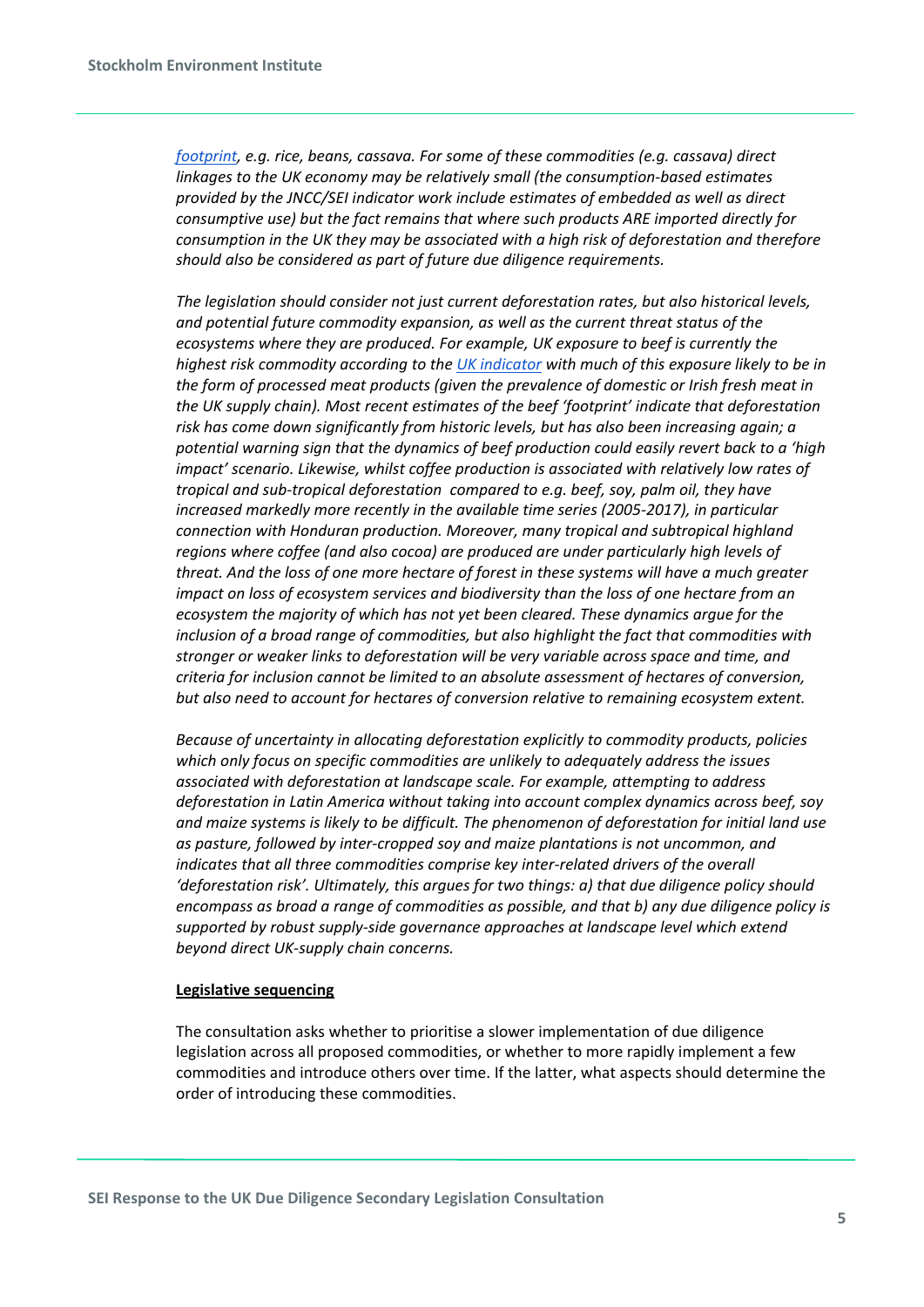*[footprint](), e.g. rice, beans, cassava. For some of these commodities (e.g. cassava) direct linkages to the UK economy may be relatively small (the consumption-based estimates provided by the JNCC/SEI indicator work include estimates of embedded as well as direct consumptive use) but the fact remains that where such products ARE imported directly for consumption in the UK they may be associated with a high risk of deforestation and therefore should also be considered as part of future due diligence requirements.*

*The legislation should consider not just current deforestation rates, but also historical levels, and potential future commodity expansion, as well as the current threat status of the ecosystems where they are produced. For example, UK exposure to beef is currently the highest risk commodity according to the [UK indicator]() with much of this exposure likely to be in the form of processed meat products (given the prevalence of domestic or Irish fresh meat in the UK supply chain). Most recent estimates of the beef 'footprint' indicate that deforestation risk has come down significantly from historic levels, but has also been increasing again; a potential warning sign that the dynamics of beef production could easily revert back to a 'high impact' scenario. Likewise, whilst coffee production is associated with relatively low rates of tropical and sub-tropical deforestation compared to e.g. beef, soy, palm oil, they have increased markedly more recently in the available time series (2005-2017), in particular connection with Honduran production. Moreover, many tropical and subtropical highland regions where coffee (and also cocoa) are produced are under particularly high levels of threat. And the loss of one more hectare of forest in these systems will have a much greater impact on loss of ecosystem services and biodiversity than the loss of one hectare from an ecosystem the majority of which has not yet been cleared. These dynamics argue for the inclusion of a broad range of commodities, but also highlight the fact that commodities with stronger or weaker links to deforestation will be very variable across space and time, and criteria for inclusion cannot be limited to an absolute assessment of hectares of conversion, but also need to account for hectares of conversion relative to remaining ecosystem extent.*

*Because of uncertainty in allocating deforestation explicitly to commodity products, policies which only focus on specific commodities are unlikely to adequately address the issues associated with deforestation at landscape scale. For example, attempting to address deforestation in Latin America without taking into account complex dynamics across beef, soy and maize systems is likely to be difficult. The phenomenon of deforestation for initial land use as pasture, followed by inter-cropped soy and maize plantations is not uncommon, and indicates that all three commodities comprise key inter-related drivers of the overall 'deforestation risk'. Ultimately, this argues for two things: a) that due diligence policy should encompass as broad a range of commodities as possible, and that b) any due diligence policy is supported by robust supply-side governance approaches at landscape level which extend beyond direct UK-supply chain concerns.*

**Legislative sequencing**

The consultation asks whether to prioritise a slower implementation of due diligence legislation across all proposed commodities, or whether to more rapidly implement a few commodities and introduce others over time. If the latter, what aspects should determine the order of introducing these commodities.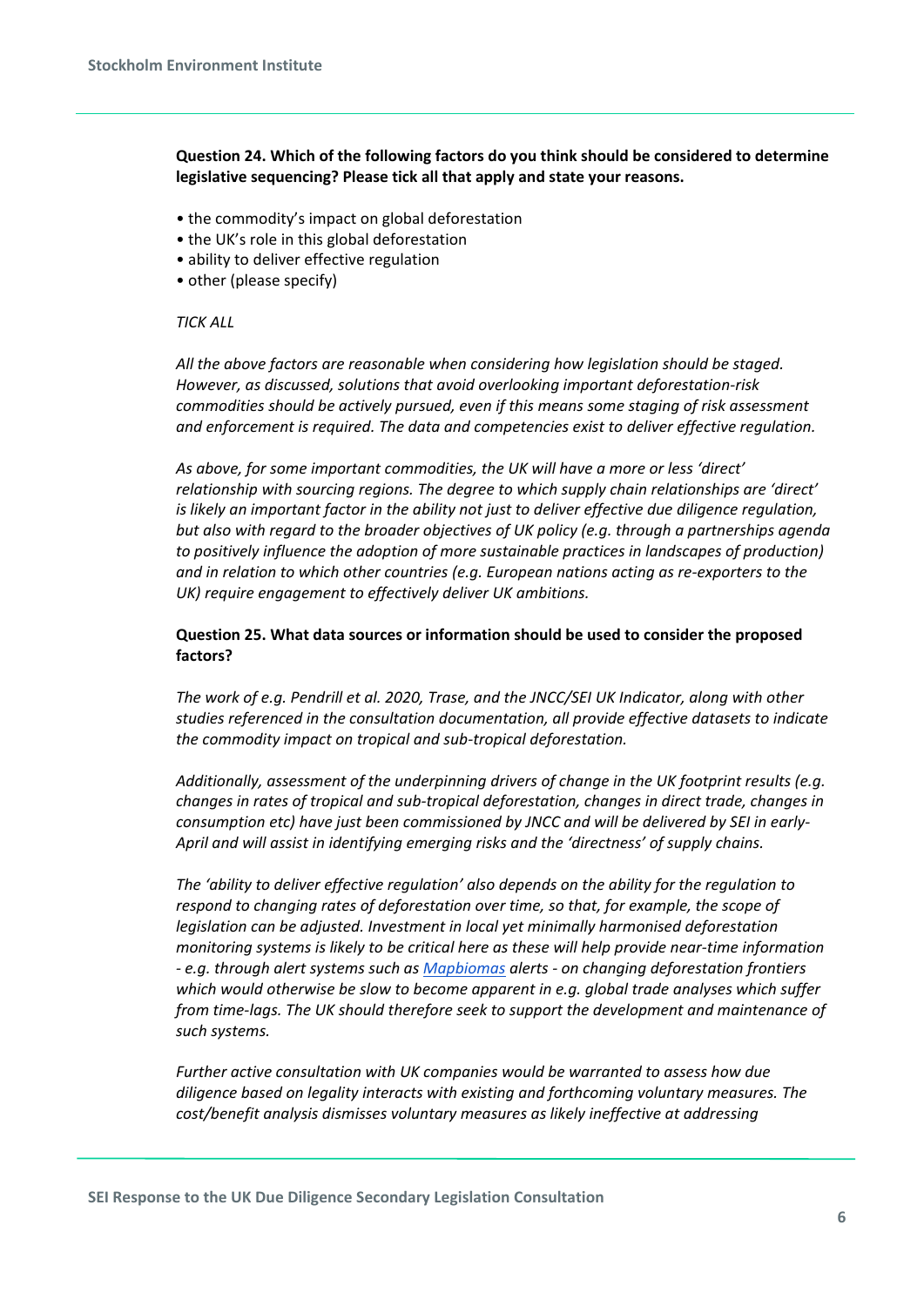**Question 24. Which of the following factors do you think should be considered to determine legislative sequencing? Please tick all that apply and state your reasons.**

- the commodity's impact on global deforestation
- the UK's role in this global deforestation
- ability to deliver effective regulation
- other (please specify)

*TICK ALL*

*All the above factors are reasonable when considering how legislation should be staged. However, as discussed, solutions that avoid overlooking important deforestation-risk commodities should be actively pursued, even if this means some staging of risk assessment and enforcement is required. The data and competencies exist to deliver effective regulation.*

*As above, for some important commodities, the UK will have a more or less 'direct' relationship with sourcing regions. The degree to which supply chain relationships are 'direct' is likely an important factor in the ability not just to deliver effective due diligence regulation, but also with regard to the broader objectives of UK policy (e.g. through a partnerships agenda to positively influence the adoption of more sustainable practices in landscapes of production) and in relation to which other countries (e.g. European nations acting as re-exporters to the UK) require engagement to effectively deliver UK ambitions.*

**Question 25. What data sources or information should be used to consider the proposed factors?**

*The work of e.g. Pendrill et al. 2020, Trase, and the JNCC/SEI UK Indicator, along with other studies referenced in the consultation documentation, all provide effective datasets to indicate the commodity impact on tropical and sub-tropical deforestation.*

*Additionally, assessment of the underpinning drivers of change in the UK footprint results (e.g. changes in rates of tropical and sub-tropical deforestation, changes in direct trade, changes in consumption etc) have just been commissioned by JNCC and will be delivered by SEI in early-April and will assist in identifying emerging risks and the 'directness' of supply chains.*

*The 'ability to deliver effective regulation' also depends on the ability for the regulation to respond to changing rates of deforestation over time, so that, for example, the scope of legislation can be adjusted. Investment in local yet minimally harmonised deforestation monitoring systems is likely to be critical here as these will help provide near-time information - e.g. through alert systems such as [Mapbiomas](#) alerts - on changing deforestation frontiers which would otherwise be slow to become apparent in e.g. global trade analyses which suffer from time-lags. The UK should therefore seek to support the development and maintenance of such systems.*

*Further active consultation with UK companies would be warranted to assess how due diligence based on legality interacts with existing and forthcoming voluntary measures. The cost/benefit analysis dismisses voluntary measures as likely ineffective at addressing*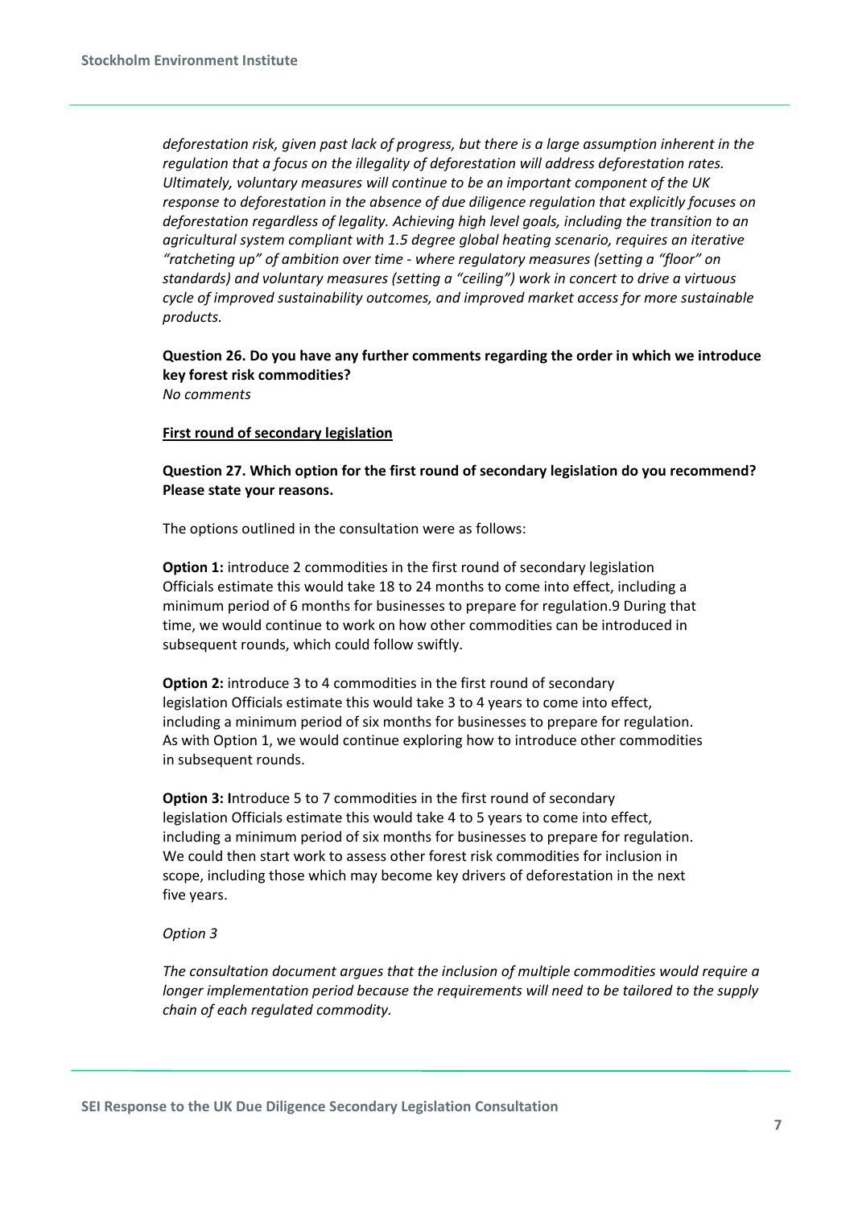*deforestation risk, given past lack of progress, but there is a large assumption inherent in the regulation that a focus on the illegality of deforestation will address deforestation rates. Ultimately, voluntary measures will continue to be an important component of the UK response to deforestation in the absence of due diligence regulation that explicitly focuses on deforestation regardless of legality. Achieving high level goals, including the transition to an agricultural system compliant with 1.5 degree global heating scenario, requires an iterative "ratcheting up" of ambition over time - where regulatory measures (setting a "floor" on standards) and voluntary measures (setting a "ceiling") work in concert to drive a virtuous cycle of improved sustainability outcomes, and improved market access for more sustainable products.*

**Question 26. Do you have any further comments regarding the order in which we introduce key forest risk commodities?**
*No comments*

**First round of secondary legislation**

**Question 27. Which option for the first round of secondary legislation do you recommend? Please state your reasons.**

The options outlined in the consultation were as follows:

**Option 1:** introduce 2 commodities in the first round of secondary legislation Officials estimate this would take 18 to 24 months to come into effect, including a minimum period of 6 months for businesses to prepare for regulation.[9] During that time, we would continue to work on how other commodities can be introduced in subsequent rounds, which could follow swiftly.

**Option 2:** introduce 3 to 4 commodities in the first round of secondary legislation Officials estimate this would take 3 to 4 years to come into effect, including a minimum period of six months for businesses to prepare for regulation. As with Option 1, we would continue exploring how to introduce other commodities in subsequent rounds.

**Option 3: I**ntroduce 5 to 7 commodities in the first round of secondary legislation Officials estimate this would take 4 to 5 years to come into effect, including a minimum period of six months for businesses to prepare for regulation. We could then start work to assess other forest risk commodities for inclusion in scope, including those which may become key drivers of deforestation in the next five years.

*Option 3*

*The consultation document argues that the inclusion of multiple commodities would require a longer implementation period because the requirements will need to be tailored to the supply chain of each regulated commodity.*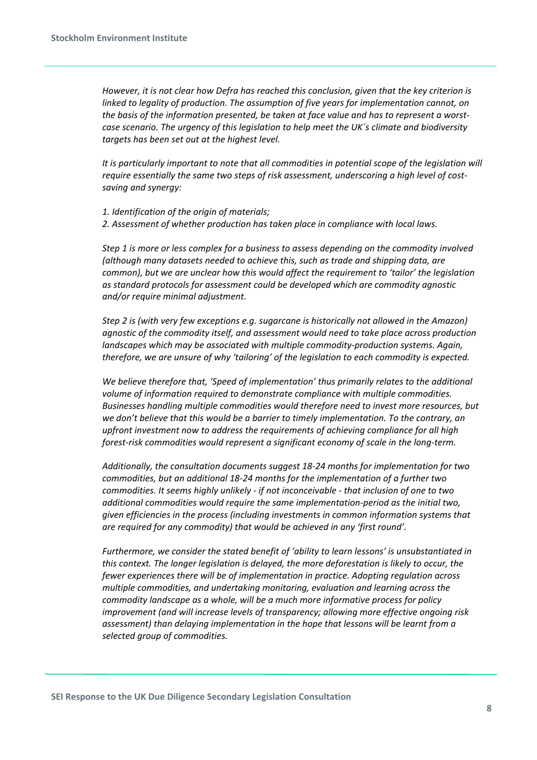*However, it is not clear how Defra has reached this conclusion, given that the key criterion is linked to legality of production. The assumption of five years for implementation cannot, on the basis of the information presented, be taken at face value and has to represent a worst-case scenario. The urgency of this legislation to help meet the UK´s climate and biodiversity targets has been set out at the highest level.*

*It is particularly important to note that all commodities in potential scope of the legislation will require essentially the same two steps of risk assessment, underscoring a high level of cost-saving and synergy:*

*1. Identification of the origin of materials;*
*2. Assessment of whether production has taken place in compliance with local laws.*

*Step 1 is more or less complex for a business to assess depending on the commodity involved (although many datasets needed to achieve this, such as trade and shipping data, are common), but we are unclear how this would affect the requirement to 'tailor' the legislation as standard protocols for assessment could be developed which are commodity agnostic and/or require minimal adjustment.*

*Step 2 is (with very few exceptions e.g. sugarcane is historically not allowed in the Amazon) agnostic of the commodity itself, and assessment would need to take place across production landscapes which may be associated with multiple commodity-production systems. Again, therefore, we are unsure of why 'tailoring' of the legislation to each commodity is expected.*

*We believe therefore that, 'Speed of implementation' thus primarily relates to the additional volume of information required to demonstrate compliance with multiple commodities. Businesses handling multiple commodities would therefore need to invest more resources, but we don't believe that this would be a barrier to timely implementation. To the contrary, an upfront investment now to address the requirements of achieving compliance for all high forest-risk commodities would represent a significant economy of scale in the long-term.*

*Additionally, the consultation documents suggest 18-24 months for implementation for two commodities, but an additional 18-24 months for the implementation of a further two commodities. It seems highly unlikely - if not inconceivable - that inclusion of one to two additional commodities would require the same implementation-period as the initial two, given efficiencies in the process (including investments in common information systems that are required for any commodity) that would be achieved in any 'first round'.*

*Furthermore, we consider the stated benefit of 'ability to learn lessons' is unsubstantiated in this context. The longer legislation is delayed, the more deforestation is likely to occur, the fewer experiences there will be of implementation in practice. Adopting regulation across multiple commodities, and undertaking monitoring, evaluation and learning across the commodity landscape as a whole, will be a much more informative process for policy improvement (and will increase levels of transparency; allowing more effective ongoing risk assessment) than delaying implementation in the hope that lessons will be learnt from a selected group of commodities.*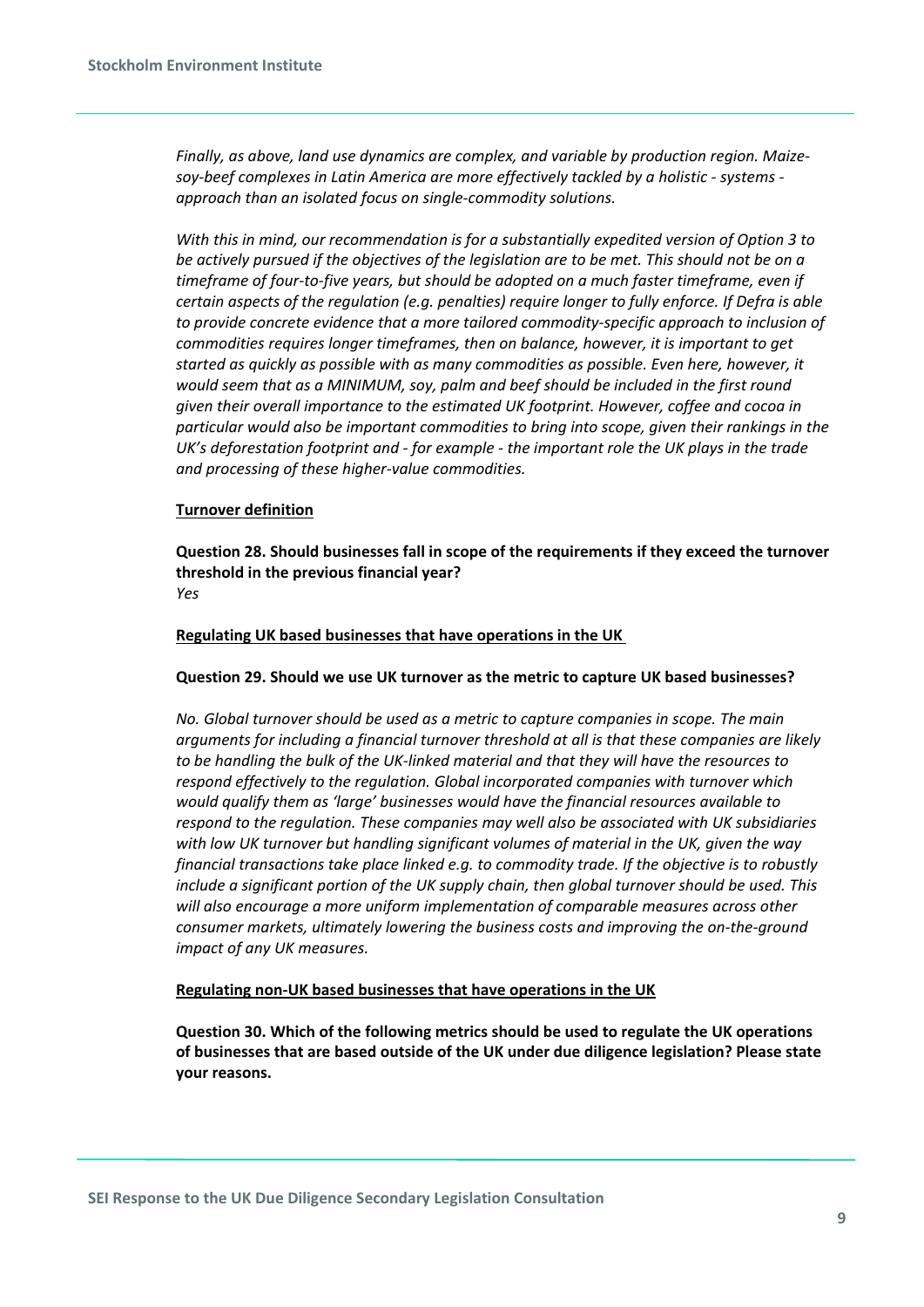*Finally, as above, land use dynamics are complex, and variable by production region. Maize-soy-beef complexes in Latin America are more effectively tackled by a holistic - systems - approach than an isolated focus on single-commodity solutions.*

*With this in mind, our recommendation is for a substantially expedited version of Option 3 to be actively pursued if the objectives of the legislation are to be met. This should not be on a timeframe of four-to-five years, but should be adopted on a much faster timeframe, even if certain aspects of the regulation (e.g. penalties) require longer to fully enforce. If Defra is able to provide concrete evidence that a more tailored commodity-specific approach to inclusion of commodities requires longer timeframes, then on balance, however, it is important to get started as quickly as possible with as many commodities as possible. Even here, however, it would seem that as a MINIMUM, soy, palm and beef should be included in the first round given their overall importance to the estimated UK footprint. However, coffee and cocoa in particular would also be important commodities to bring into scope, given their rankings in the UK's deforestation footprint and - for example - the important role the UK plays in the trade and processing of these higher-value commodities.*

**Turnover definition**

**Question 28. Should businesses fall in scope of the requirements if they exceed the turnover threshold in the previous financial year?**
*Yes*

**Regulating UK based businesses that have operations in the UK**

**Question 29. Should we use UK turnover as the metric to capture UK based businesses?**

*No. Global turnover should be used as a metric to capture companies in scope. The main arguments for including a financial turnover threshold at all is that these companies are likely to be handling the bulk of the UK-linked material and that they will have the resources to respond effectively to the regulation. Global incorporated companies with turnover which would qualify them as 'large' businesses would have the financial resources available to respond to the regulation. These companies may well also be associated with UK subsidiaries with low UK turnover but handling significant volumes of material in the UK, given the way financial transactions take place linked e.g. to commodity trade. If the objective is to robustly include a significant portion of the UK supply chain, then global turnover should be used. This will also encourage a more uniform implementation of comparable measures across other consumer markets, ultimately lowering the business costs and improving the on-the-ground impact of any UK measures.*

**Regulating non-UK based businesses that have operations in the UK**

**Question 30. Which of the following metrics should be used to regulate the UK operations of businesses that are based outside of the UK under due diligence legislation? Please state your reasons.**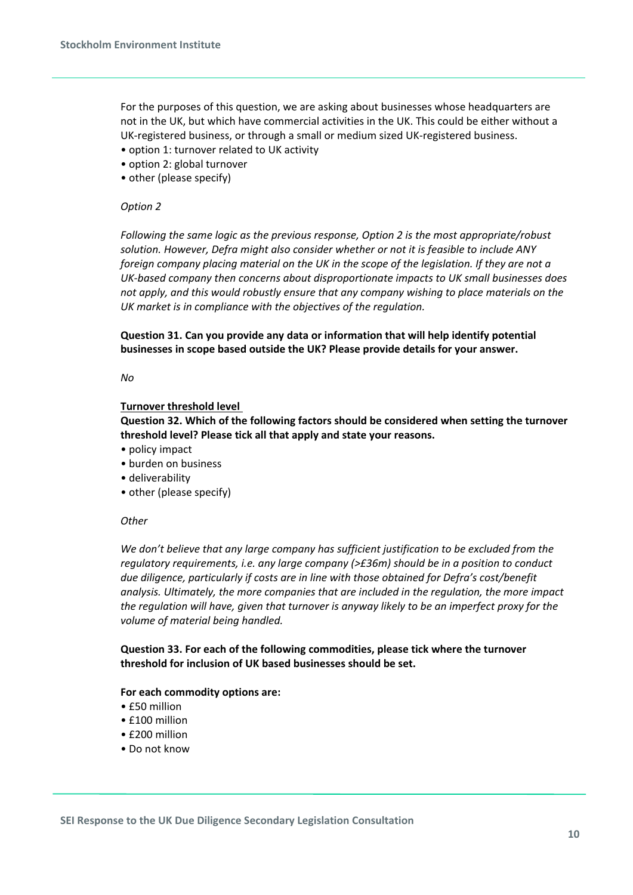For the purposes of this question, we are asking about businesses whose headquarters are not in the UK, but which have commercial activities in the UK. This could be either without a UK-registered business, or through a small or medium sized UK-registered business.

- option 1: turnover related to UK activity
- option 2: global turnover
- other (please specify)

*Option 2*

*Following the same logic as the previous response, Option 2 is the most appropriate/robust solution. However, Defra might also consider whether or not it is feasible to include ANY foreign company placing material on the UK in the scope of the legislation. If they are not a UK-based company then concerns about disproportionate impacts to UK small businesses does not apply, and this would robustly ensure that any company wishing to place materials on the UK market is in compliance with the objectives of the regulation.*

**Question 31. Can you provide any data or information that will help identify potential businesses in scope based outside the UK? Please provide details for your answer.**

*No*

**Turnover threshold level**

**Question 32. Which of the following factors should be considered when setting the turnover threshold level? Please tick all that apply and state your reasons.**

- policy impact
- burden on business
- deliverability
- other (please specify)

*Other*

*We don't believe that any large company has sufficient justification to be excluded from the regulatory requirements, i.e. any large company (>£36m) should be in a position to conduct due diligence, particularly if costs are in line with those obtained for Defra's cost/benefit analysis. Ultimately, the more companies that are included in the regulation, the more impact the regulation will have, given that turnover is anyway likely to be an imperfect proxy for the volume of material being handled.*

**Question 33. For each of the following commodities, please tick where the turnover threshold for inclusion of UK based businesses should be set.**

**For each commodity options are:**

- £50 million
- £100 million
- £200 million
- Do not know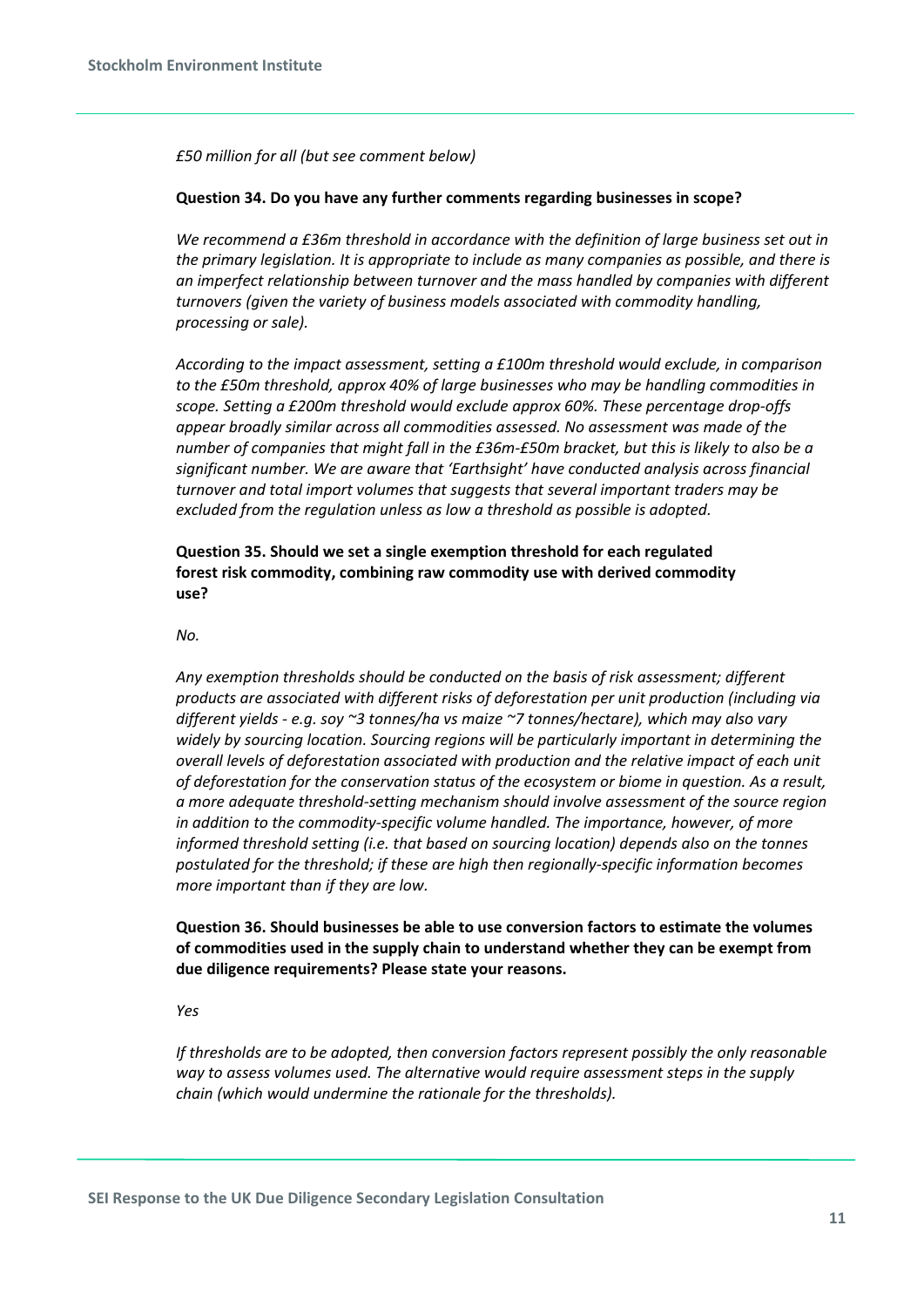*£50 million for all (but see comment below)*

**Question 34. Do you have any further comments regarding businesses in scope?**

*We recommend a £36m threshold in accordance with the definition of large business set out in the primary legislation. It is appropriate to include as many companies as possible, and there is an imperfect relationship between turnover and the mass handled by companies with different turnovers (given the variety of business models associated with commodity handling, processing or sale).*

*According to the impact assessment, setting a £100m threshold would exclude, in comparison to the £50m threshold, approx 40% of large businesses who may be handling commodities in scope. Setting a £200m threshold would exclude approx 60%. These percentage drop-offs appear broadly similar across all commodities assessed. No assessment was made of the number of companies that might fall in the £36m-£50m bracket, but this is likely to also be a significant number. We are aware that 'Earthsight' have conducted analysis across financial turnover and total import volumes that suggests that several important traders may be excluded from the regulation unless as low a threshold as possible is adopted.*

**Question 35. Should we set a single exemption threshold for each regulated forest risk commodity, combining raw commodity use with derived commodity use?**

*No.*

*Any exemption thresholds should be conducted on the basis of risk assessment; different products are associated with different risks of deforestation per unit production (including via different yields - e.g. soy ~3 tonnes/ha vs maize ~7 tonnes/hectare), which may also vary widely by sourcing location. Sourcing regions will be particularly important in determining the overall levels of deforestation associated with production and the relative impact of each unit of deforestation for the conservation status of the ecosystem or biome in question. As a result, a more adequate threshold-setting mechanism should involve assessment of the source region in addition to the commodity-specific volume handled. The importance, however, of more informed threshold setting (i.e. that based on sourcing location) depends also on the tonnes postulated for the threshold; if these are high then regionally-specific information becomes more important than if they are low.*

**Question 36. Should businesses be able to use conversion factors to estimate the volumes of commodities used in the supply chain to understand whether they can be exempt from due diligence requirements? Please state your reasons.**

*Yes*

*If thresholds are to be adopted, then conversion factors represent possibly the only reasonable way to assess volumes used. The alternative would require assessment steps in the supply chain (which would undermine the rationale for the thresholds).*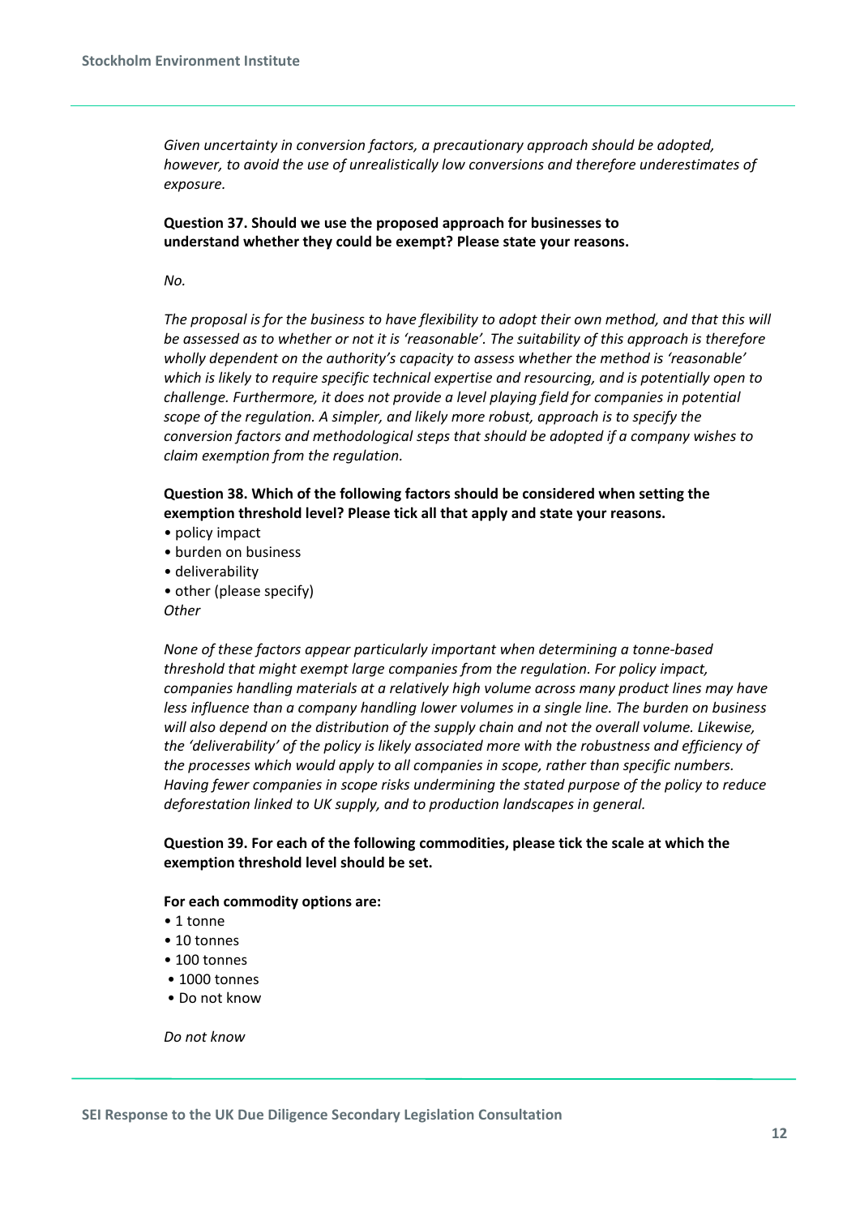*Given uncertainty in conversion factors, a precautionary approach should be adopted, however, to avoid the use of unrealistically low conversions and therefore underestimates of exposure.*

**Question 37. Should we use the proposed approach for businesses to understand whether they could be exempt? Please state your reasons.**

*No.*

*The proposal is for the business to have flexibility to adopt their own method, and that this will be assessed as to whether or not it is 'reasonable'. The suitability of this approach is therefore wholly dependent on the authority's capacity to assess whether the method is 'reasonable' which is likely to require specific technical expertise and resourcing, and is potentially open to challenge. Furthermore, it does not provide a level playing field for companies in potential scope of the regulation. A simpler, and likely more robust, approach is to specify the conversion factors and methodological steps that should be adopted if a company wishes to claim exemption from the regulation.*

**Question 38. Which of the following factors should be considered when setting the exemption threshold level? Please tick all that apply and state your reasons.**

- policy impact
- burden on business
- deliverability
- other (please specify)

*Other*

*None of these factors appear particularly important when determining a tonne-based threshold that might exempt large companies from the regulation. For policy impact, companies handling materials at a relatively high volume across many product lines may have less influence than a company handling lower volumes in a single line. The burden on business will also depend on the distribution of the supply chain and not the overall volume. Likewise, the 'deliverability' of the policy is likely associated more with the robustness and efficiency of the processes which would apply to all companies in scope, rather than specific numbers. Having fewer companies in scope risks undermining the stated purpose of the policy to reduce deforestation linked to UK supply, and to production landscapes in general.*

**Question 39. For each of the following commodities, please tick the scale at which the exemption threshold level should be set.**

**For each commodity options are:**

- 1 tonne
- 10 tonnes
- 100 tonnes
- 1000 tonnes
- Do not know

*Do not know*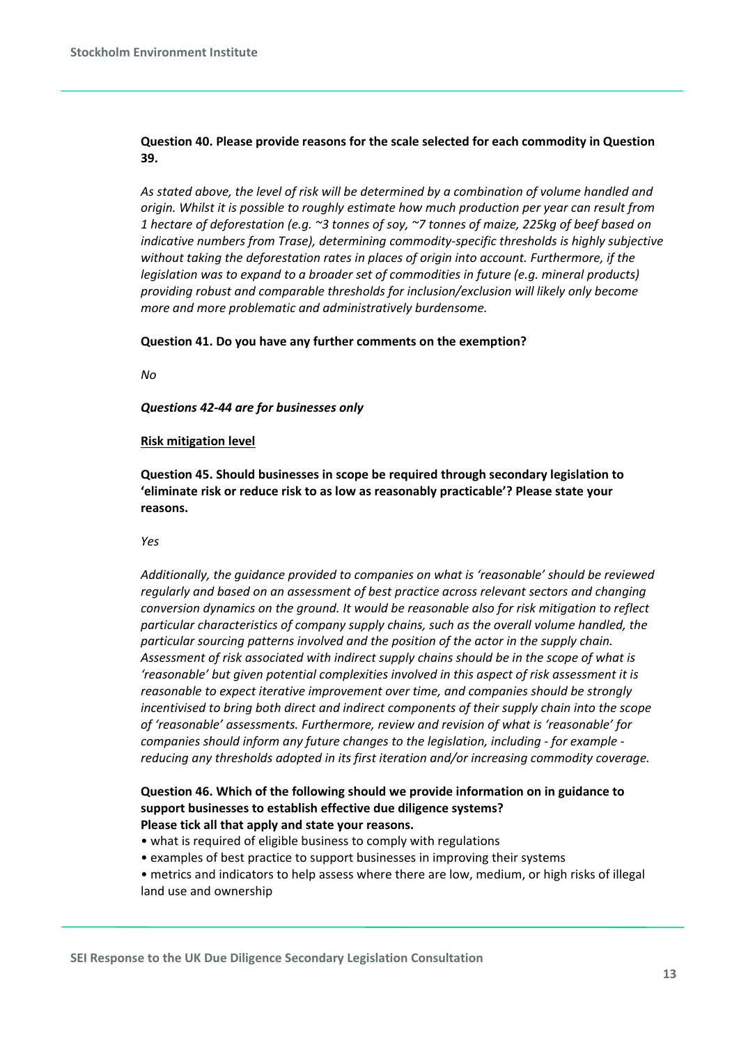**Question 40. Please provide reasons for the scale selected for each commodity in Question 39.**

*As stated above, the level of risk will be determined by a combination of volume handled and origin. Whilst it is possible to roughly estimate how much production per year can result from 1 hectare of deforestation (e.g. ~3 tonnes of soy, ~7 tonnes of maize, 225kg of beef based on indicative numbers from Trase), determining commodity-specific thresholds is highly subjective without taking the deforestation rates in places of origin into account. Furthermore, if the legislation was to expand to a broader set of commodities in future (e.g. mineral products) providing robust and comparable thresholds for inclusion/exclusion will likely only become more and more problematic and administratively burdensome.*

**Question 41. Do you have any further comments on the exemption?**

*No*

***Questions 42-44 are for businesses only***

**Risk mitigation level**

**Question 45. Should businesses in scope be required through secondary legislation to 'eliminate risk or reduce risk to as low as reasonably practicable'? Please state your reasons.**

*Yes*

*Additionally, the guidance provided to companies on what is 'reasonable' should be reviewed regularly and based on an assessment of best practice across relevant sectors and changing conversion dynamics on the ground. It would be reasonable also for risk mitigation to reflect particular characteristics of company supply chains, such as the overall volume handled, the particular sourcing patterns involved and the position of the actor in the supply chain. Assessment of risk associated with indirect supply chains should be in the scope of what is 'reasonable' but given potential complexities involved in this aspect of risk assessment it is reasonable to expect iterative improvement over time, and companies should be strongly incentivised to bring both direct and indirect components of their supply chain into the scope of 'reasonable' assessments. Furthermore, review and revision of what is 'reasonable' for companies should inform any future changes to the legislation, including - for example - reducing any thresholds adopted in its first iteration and/or increasing commodity coverage.*

**Question 46. Which of the following should we provide information on in guidance to support businesses to establish effective due diligence systems?**
**Please tick all that apply and state your reasons.**

- what is required of eligible business to comply with regulations
- examples of best practice to support businesses in improving their systems
- metrics and indicators to help assess where there are low, medium, or high risks of illegal land use and ownership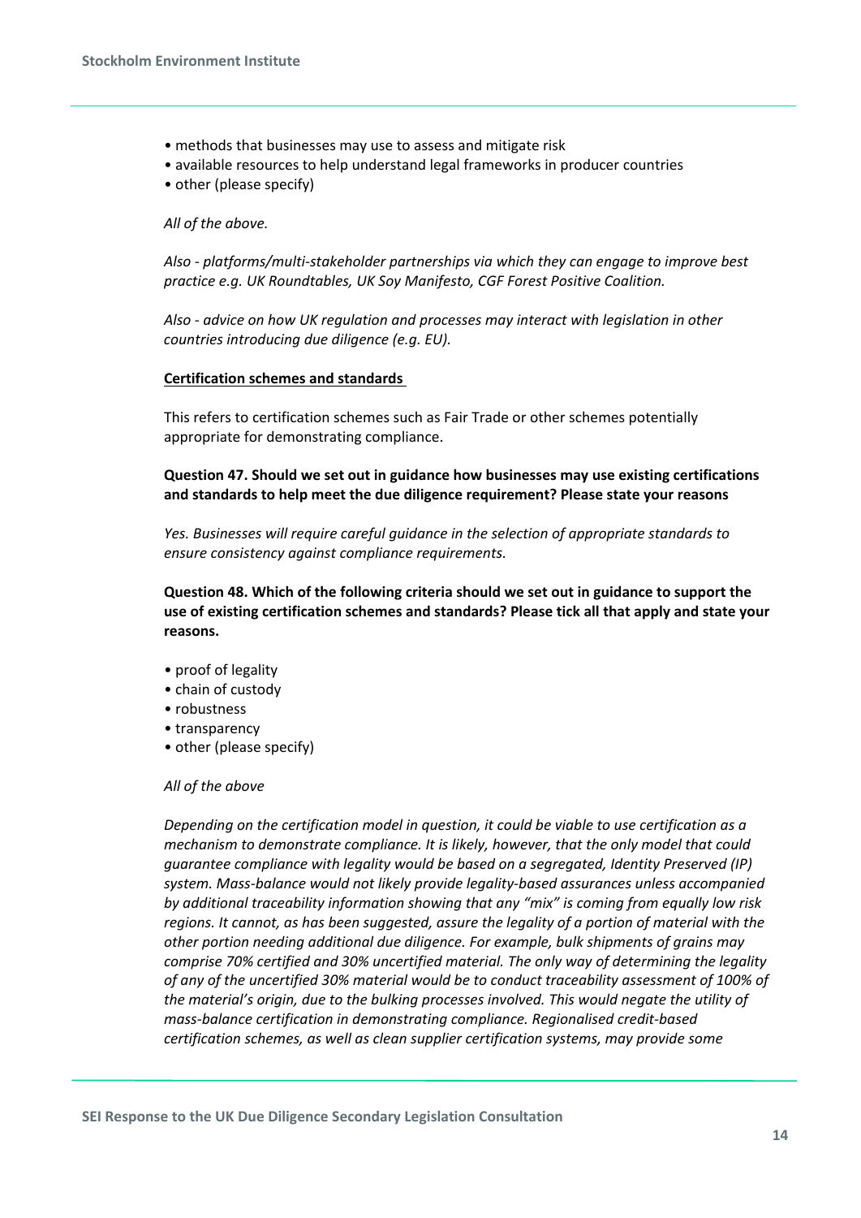- methods that businesses may use to assess and mitigate risk
- available resources to help understand legal frameworks in producer countries
- other (please specify)

*All of the above.*

*Also - platforms/multi-stakeholder partnerships via which they can engage to improve best practice e.g. UK Roundtables, UK Soy Manifesto, CGF Forest Positive Coalition.*

*Also - advice on how UK regulation and processes may interact with legislation in other countries introducing due diligence (e.g. EU).*

**Certification schemes and standards**

This refers to certification schemes such as Fair Trade or other schemes potentially appropriate for demonstrating compliance.

**Question 47. Should we set out in guidance how businesses may use existing certifications and standards to help meet the due diligence requirement? Please state your reasons**

*Yes. Businesses will require careful guidance in the selection of appropriate standards to ensure consistency against compliance requirements.*

**Question 48. Which of the following criteria should we set out in guidance to support the use of existing certification schemes and standards? Please tick all that apply and state your reasons.**

- proof of legality
- chain of custody
- robustness
- transparency
- other (please specify)

*All of the above*

*Depending on the certification model in question, it could be viable to use certification as a mechanism to demonstrate compliance. It is likely, however, that the only model that could guarantee compliance with legality would be based on a segregated, Identity Preserved (IP) system. Mass-balance would not likely provide legality-based assurances unless accompanied by additional traceability information showing that any "mix" is coming from equally low risk regions. It cannot, as has been suggested, assure the legality of a portion of material with the other portion needing additional due diligence. For example, bulk shipments of grains may comprise 70% certified and 30% uncertified material. The only way of determining the legality of any of the uncertified 30% material would be to conduct traceability assessment of 100% of the material's origin, due to the bulking processes involved. This would negate the utility of mass-balance certification in demonstrating compliance. Regionalised credit-based certification schemes, as well as clean supplier certification systems, may provide some*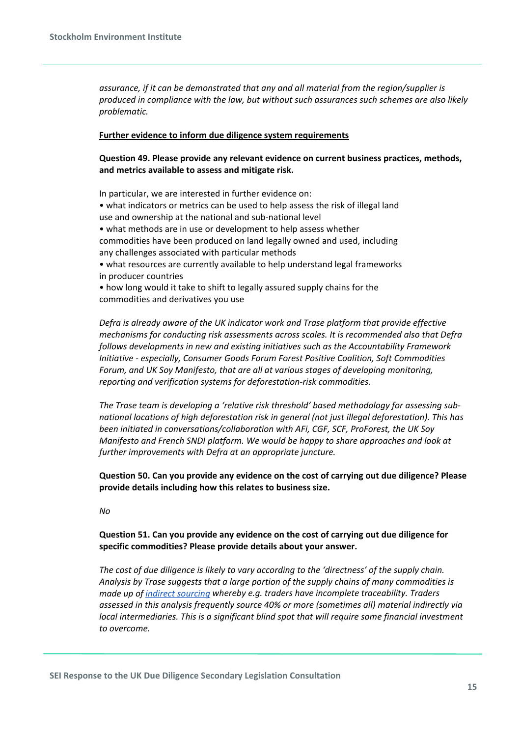*assurance, if it can be demonstrated that any and all material from the region/supplier is produced in compliance with the law, but without such assurances such schemes are also likely problematic.*

**Further evidence to inform due diligence system requirements**

**Question 49. Please provide any relevant evidence on current business practices, methods, and metrics available to assess and mitigate risk.**

In particular, we are interested in further evidence on:

- what indicators or metrics can be used to help assess the risk of illegal land use and ownership at the national and sub-national level
- what methods are in use or development to help assess whether commodities have been produced on land legally owned and used, including any challenges associated with particular methods
- what resources are currently available to help understand legal frameworks in producer countries
- how long would it take to shift to legally assured supply chains for the commodities and derivatives you use

*Defra is already aware of the UK indicator work and Trase platform that provide effective mechanisms for conducting risk assessments across scales. It is recommended also that Defra follows developments in new and existing initiatives such as the Accountability Framework Initiative - especially, Consumer Goods Forum Forest Positive Coalition, Soft Commodities Forum, and UK Soy Manifesto, that are all at various stages of developing monitoring, reporting and verification systems for deforestation-risk commodities.*

*The Trase team is developing a 'relative risk threshold' based methodology for assessing sub-national locations of high deforestation risk in general (not just illegal deforestation). This has been initiated in conversations/collaboration with AFi, CGF, SCF, ProForest, the UK Soy Manifesto and French SNDI platform. We would be happy to share approaches and look at further improvements with Defra at an appropriate juncture.*

**Question 50. Can you provide any evidence on the cost of carrying out due diligence? Please provide details including how this relates to business size.**

*No*

**Question 51. Can you provide any evidence on the cost of carrying out due diligence for specific commodities? Please provide details about your answer.**

*The cost of due diligence is likely to vary according to the 'directness' of the supply chain. Analysis by Trase suggests that a large portion of the supply chains of many commodities is made up of indirect sourcing whereby e.g. traders have incomplete traceability. Traders assessed in this analysis frequently source 40% or more (sometimes all) material indirectly via local intermediaries. This is a significant blind spot that will require some financial investment to overcome.*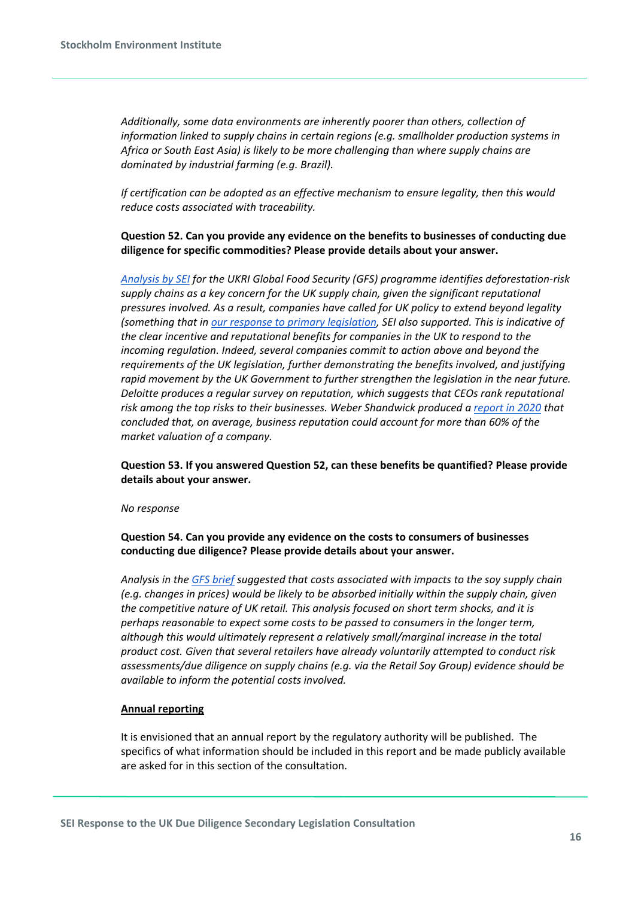*Additionally, some data environments are inherently poorer than others, collection of information linked to supply chains in certain regions (e.g. smallholder production systems in Africa or South East Asia) is likely to be more challenging than where supply chains are dominated by industrial farming (e.g. Brazil).*

*If certification can be adopted as an effective mechanism to ensure legality, then this would reduce costs associated with traceability.*

**Question 52. Can you provide any evidence on the benefits to businesses of conducting due diligence for specific commodities? Please provide details about your answer.**

*[Analysis by SEI] for the UKRI Global Food Security (GFS) programme identifies deforestation-risk supply chains as a key concern for the UK supply chain, given the significant reputational pressures involved. As a result, companies have called for UK policy to extend beyond legality (something that in [our response to primary legislation], SEI also supported. This is indicative of the clear incentive and reputational benefits for companies in the UK to respond to the incoming regulation. Indeed, several companies commit to action above and beyond the requirements of the UK legislation, further demonstrating the benefits involved, and justifying rapid movement by the UK Government to further strengthen the legislation in the near future. Deloitte produces a regular survey on reputation, which suggests that CEOs rank reputational risk among the top risks to their businesses. Weber Shandwick produced a [report in 2020] that concluded that, on average, business reputation could account for more than 60% of the market valuation of a company.*

**Question 53. If you answered Question 52, can these benefits be quantified? Please provide details about your answer.**

*No response*

**Question 54. Can you provide any evidence on the costs to consumers of businesses conducting due diligence? Please provide details about your answer.**

*Analysis in the [GFS brief] suggested that costs associated with impacts to the soy supply chain (e.g. changes in prices) would be likely to be absorbed initially within the supply chain, given the competitive nature of UK retail. This analysis focused on short term shocks, and it is perhaps reasonable to expect some costs to be passed to consumers in the longer term, although this would ultimately represent a relatively small/marginal increase in the total product cost. Given that several retailers have already voluntarily attempted to conduct risk assessments/due diligence on supply chains (e.g. via the Retail Soy Group) evidence should be available to inform the potential costs involved.*

## Annual reporting

It is envisioned that an annual report by the regulatory authority will be published. The specifics of what information should be included in this report and be made publicly available are asked for in this section of the consultation.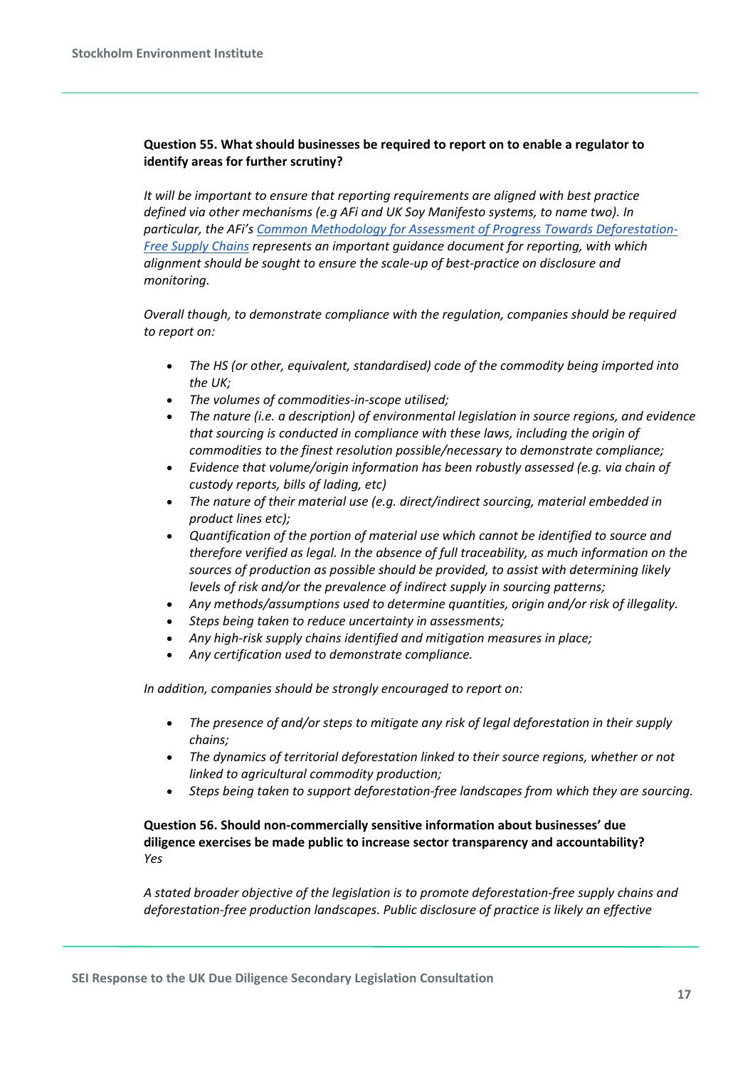**Question 55. What should businesses be required to report on to enable a regulator to identify areas for further scrutiny?**

*It will be important to ensure that reporting requirements are aligned with best practice defined via other mechanisms (e.g AFi and UK Soy Manifesto systems, to name two). In particular, the AFi's [Common Methodology for Assessment of Progress Towards Deforestation-Free Supply Chains] represents an important guidance document for reporting, with which alignment should be sought to ensure the scale-up of best-practice on disclosure and monitoring.*

*Overall though, to demonstrate compliance with the regulation, companies should be required to report on:*

- *The HS (or other, equivalent, standardised) code of the commodity being imported into the UK;*
- *The volumes of commodities-in-scope utilised;*
- *The nature (i.e. a description) of environmental legislation in source regions, and evidence that sourcing is conducted in compliance with these laws, including the origin of commodities to the finest resolution possible/necessary to demonstrate compliance;*
- *Evidence that volume/origin information has been robustly assessed (e.g. via chain of custody reports, bills of lading, etc)*
- *The nature of their material use (e.g. direct/indirect sourcing, material embedded in product lines etc);*
- *Quantification of the portion of material use which cannot be identified to source and therefore verified as legal. In the absence of full traceability, as much information on the sources of production as possible should be provided, to assist with determining likely levels of risk and/or the prevalence of indirect supply in sourcing patterns;*
- *Any methods/assumptions used to determine quantities, origin and/or risk of illegality.*
- *Steps being taken to reduce uncertainty in assessments;*
- *Any high-risk supply chains identified and mitigation measures in place;*
- *Any certification used to demonstrate compliance.*

*In addition, companies should be strongly encouraged to report on:*

- *The presence of and/or steps to mitigate any risk of legal deforestation in their supply chains;*
- *The dynamics of territorial deforestation linked to their source regions, whether or not linked to agricultural commodity production;*
- *Steps being taken to support deforestation-free landscapes from which they are sourcing.*

**Question 56. Should non-commercially sensitive information about businesses' due diligence exercises be made public to increase sector transparency and accountability?**
*Yes*

*A stated broader objective of the legislation is to promote deforestation-free supply chains and deforestation-free production landscapes. Public disclosure of practice is likely an effective*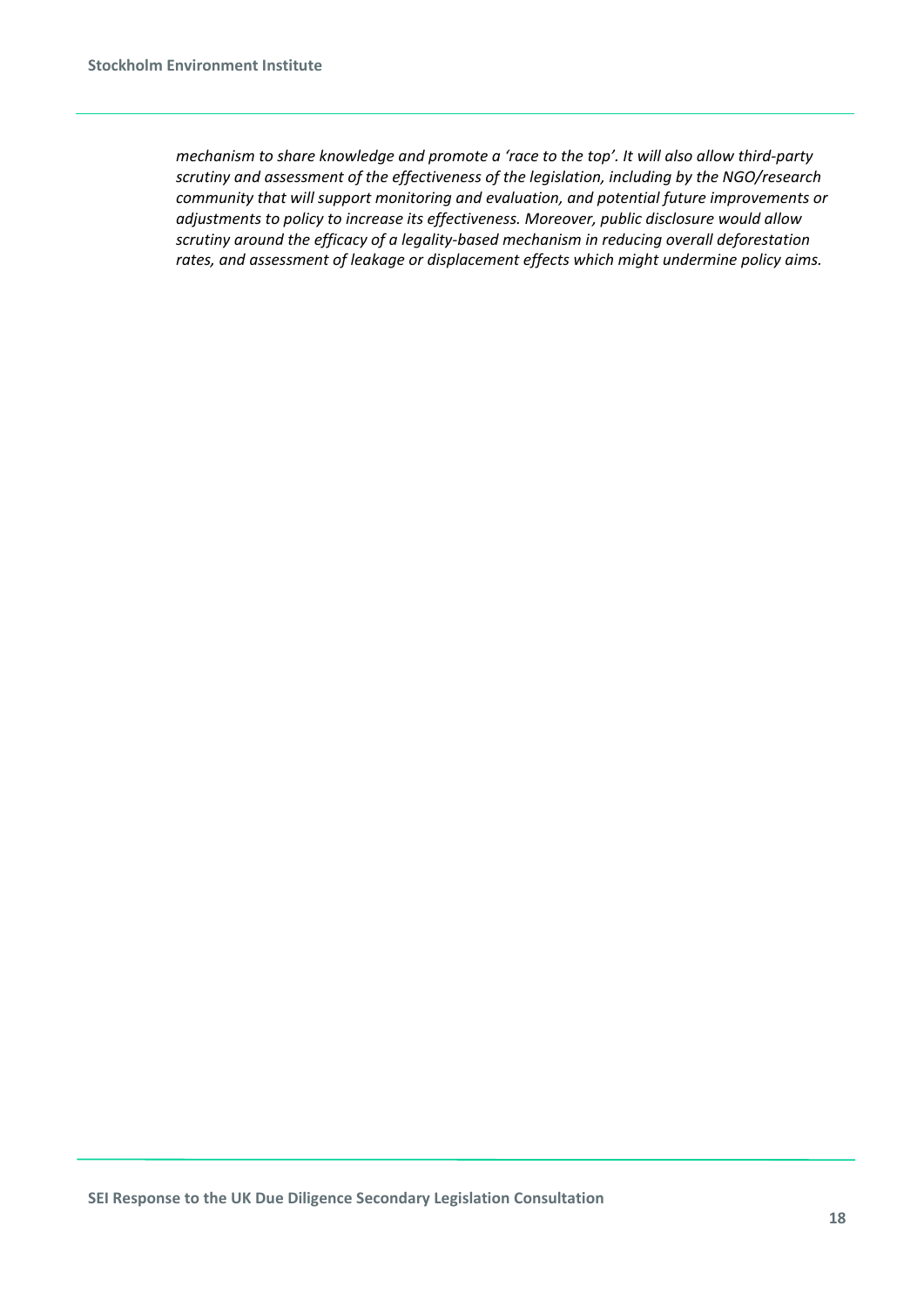*mechanism to share knowledge and promote a 'race to the top'. It will also allow third-party scrutiny and assessment of the effectiveness of the legislation, including by the NGO/research community that will support monitoring and evaluation, and potential future improvements or adjustments to policy to increase its effectiveness. Moreover, public disclosure would allow scrutiny around the efficacy of a legality-based mechanism in reducing overall deforestation rates, and assessment of leakage or displacement effects which might undermine policy aims.*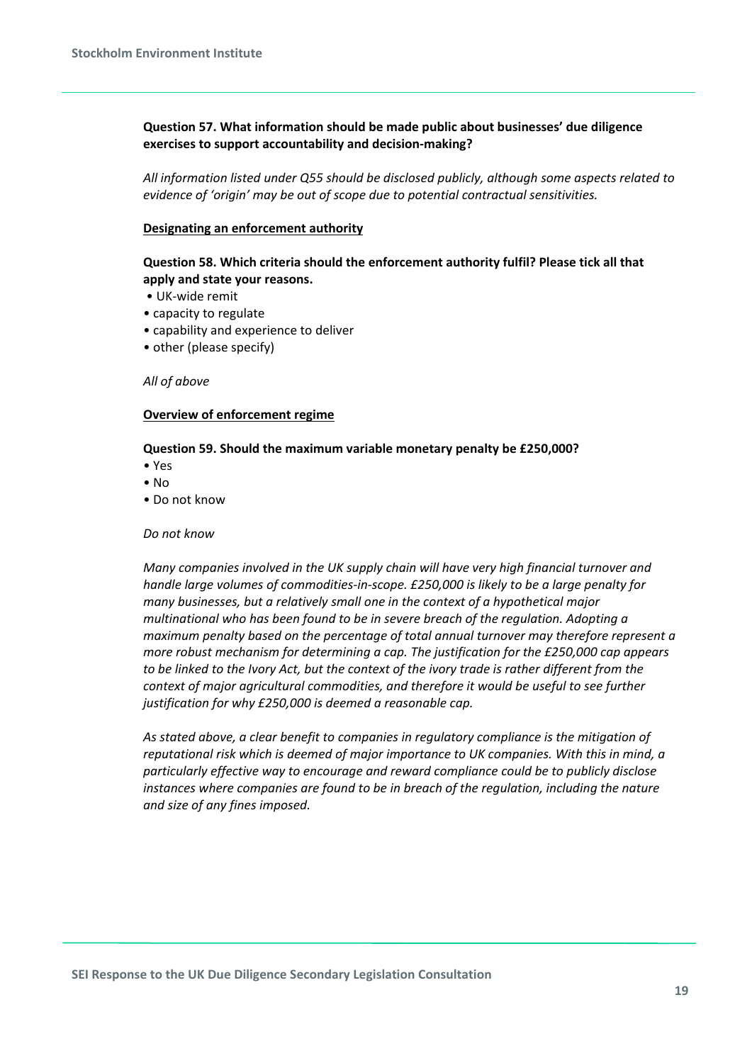**Question 57. What information should be made public about businesses' due diligence exercises to support accountability and decision-making?**

*All information listed under Q55 should be disclosed publicly, although some aspects related to evidence of 'origin' may be out of scope due to potential contractual sensitivities.*

**Designating an enforcement authority**

**Question 58. Which criteria should the enforcement authority fulfil? Please tick all that apply and state your reasons.**

- UK-wide remit
- capacity to regulate
- capability and experience to deliver
- other (please specify)

*All of above*

**Overview of enforcement regime**

**Question 59. Should the maximum variable monetary penalty be £250,000?**

- Yes
- No
- Do not know

*Do not know*

*Many companies involved in the UK supply chain will have very high financial turnover and handle large volumes of commodities-in-scope. £250,000 is likely to be a large penalty for many businesses, but a relatively small one in the context of a hypothetical major multinational who has been found to be in severe breach of the regulation. Adopting a maximum penalty based on the percentage of total annual turnover may therefore represent a more robust mechanism for determining a cap. The justification for the £250,000 cap appears to be linked to the Ivory Act, but the context of the ivory trade is rather different from the context of major agricultural commodities, and therefore it would be useful to see further justification for why £250,000 is deemed a reasonable cap.*

*As stated above, a clear benefit to companies in regulatory compliance is the mitigation of reputational risk which is deemed of major importance to UK companies. With this in mind, a particularly effective way to encourage and reward compliance could be to publicly disclose instances where companies are found to be in breach of the regulation, including the nature and size of any fines imposed.*